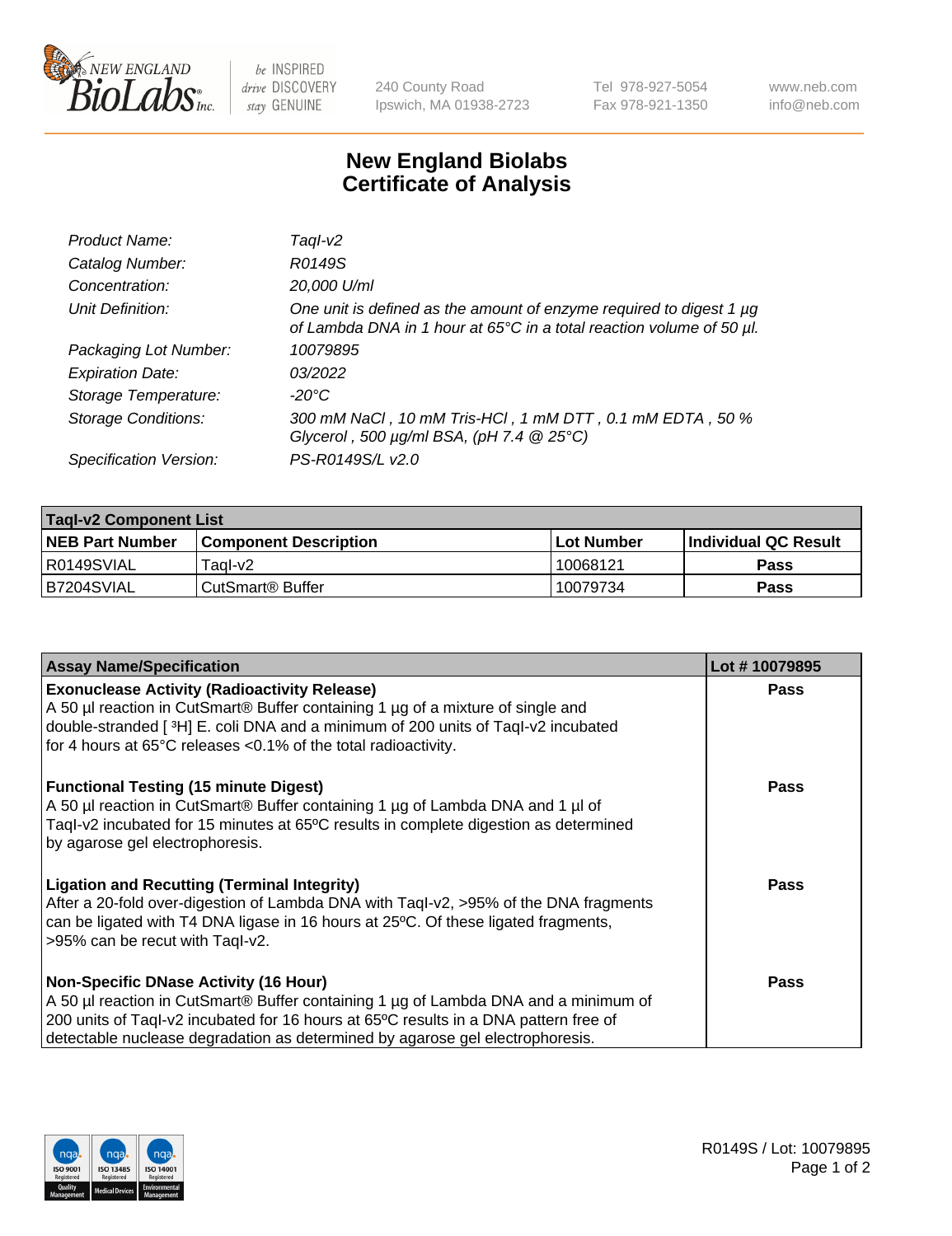New England BioLabs Inc. — be INSPIRED drive DISCOVERY stay GENUINE

240 County Road
Ipswich, MA 01938-2723

Tel 978-927-5054
Fax 978-921-1350

www.neb.com
info@neb.com

# New England Biolabs Certificate of Analysis

| | |
|---|---|
| *Product Name:* | *TaqI-v2* |
| *Catalog Number:* | *R0149S* |
| *Concentration:* | *20,000 U/ml* |
| *Unit Definition:* | *One unit is defined as the amount of enzyme required to digest 1 µg of Lambda DNA in 1 hour at 65°C in a total reaction volume of 50 µl.* |
| *Packaging Lot Number:* | *10079895* |
| *Expiration Date:* | *03/2022* |
| *Storage Temperature:* | *-20°C* |
| *Storage Conditions:* | *300 mM NaCl , 10 mM Tris-HCl , 1 mM DTT , 0.1 mM EDTA , 50 % Glycerol , 500 µg/ml BSA, (pH 7.4 @ 25°C)* |
| *Specification Version:* | *PS-R0149S/L v2.0* |

| **TaqI-v2 Component List** | | | |
|---|---|---|---|
| **NEB Part Number** | **Component Description** | **Lot Number** | **Individual QC Result** |
| R0149SVIAL | TaqI-v2 | 10068121 | **Pass** |
| B7204SVIAL | CutSmart® Buffer | 10079734 | **Pass** |

| **Assay Name/Specification** | **Lot # 10079895** |
|---|---|
| **Exonuclease Activity (Radioactivity Release)** A 50 µl reaction in CutSmart® Buffer containing 1 µg of a mixture of single and double-stranded [ $^3$H] E. coli DNA and a minimum of 200 units of TaqI-v2 incubated for 4 hours at 65°C releases <0.1% of the total radioactivity. | **Pass** |
| **Functional Testing (15 minute Digest)** A 50 µl reaction in CutSmart® Buffer containing 1 µg of Lambda DNA and 1 µl of TaqI-v2 incubated for 15 minutes at 65ºC results in complete digestion as determined by agarose gel electrophoresis. | **Pass** |
| **Ligation and Recutting (Terminal Integrity)** After a 20-fold over-digestion of Lambda DNA with TaqI-v2, >95% of the DNA fragments can be ligated with T4 DNA ligase in 16 hours at 25ºC. Of these ligated fragments, >95% can be recut with TaqI-v2. | **Pass** |
| **Non-Specific DNase Activity (16 Hour)** A 50 µl reaction in CutSmart® Buffer containing 1 µg of Lambda DNA and a minimum of 200 units of TaqI-v2 incubated for 16 hours at 65ºC results in a DNA pattern free of detectable nuclease degradation as determined by agarose gel electrophoresis. | **Pass** |

R0149S / Lot: 10079895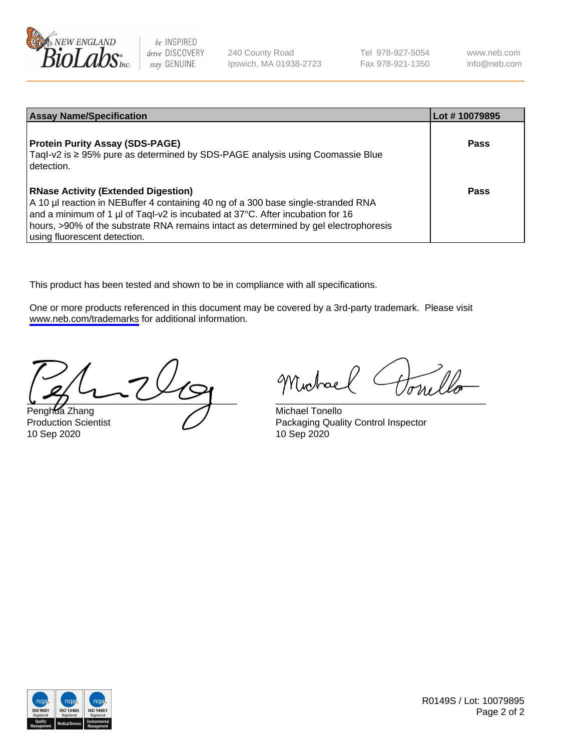| Assay Name/Specification | Lot # 10079895 |
| --- | --- |
| **Protein Purity Assay (SDS-PAGE)**<br>TaqI-v2 is ≥ 95% pure as determined by SDS-PAGE analysis using Coomassie Blue detection. | **Pass** |
| **RNase Activity (Extended Digestion)**<br>A 10 µl reaction in NEBuffer 4 containing 40 ng of a 300 base single-stranded RNA and a minimum of 1 µl of TaqI-v2 is incubated at 37°C. After incubation for 16 hours, >90% of the substrate RNA remains intact as determined by gel electrophoresis using fluorescent detection. | **Pass** |

This product has been tested and shown to be in compliance with all specifications.

One or more products referenced in this document may be covered by a 3rd-party trademark. Please visit www.neb.com/trademarks for additional information.

Penghua Zhang
Production Scientist
10 Sep 2020

Michael Tonello
Packaging Quality Control Inspector
10 Sep 2020

R0149S / Lot: 10079895